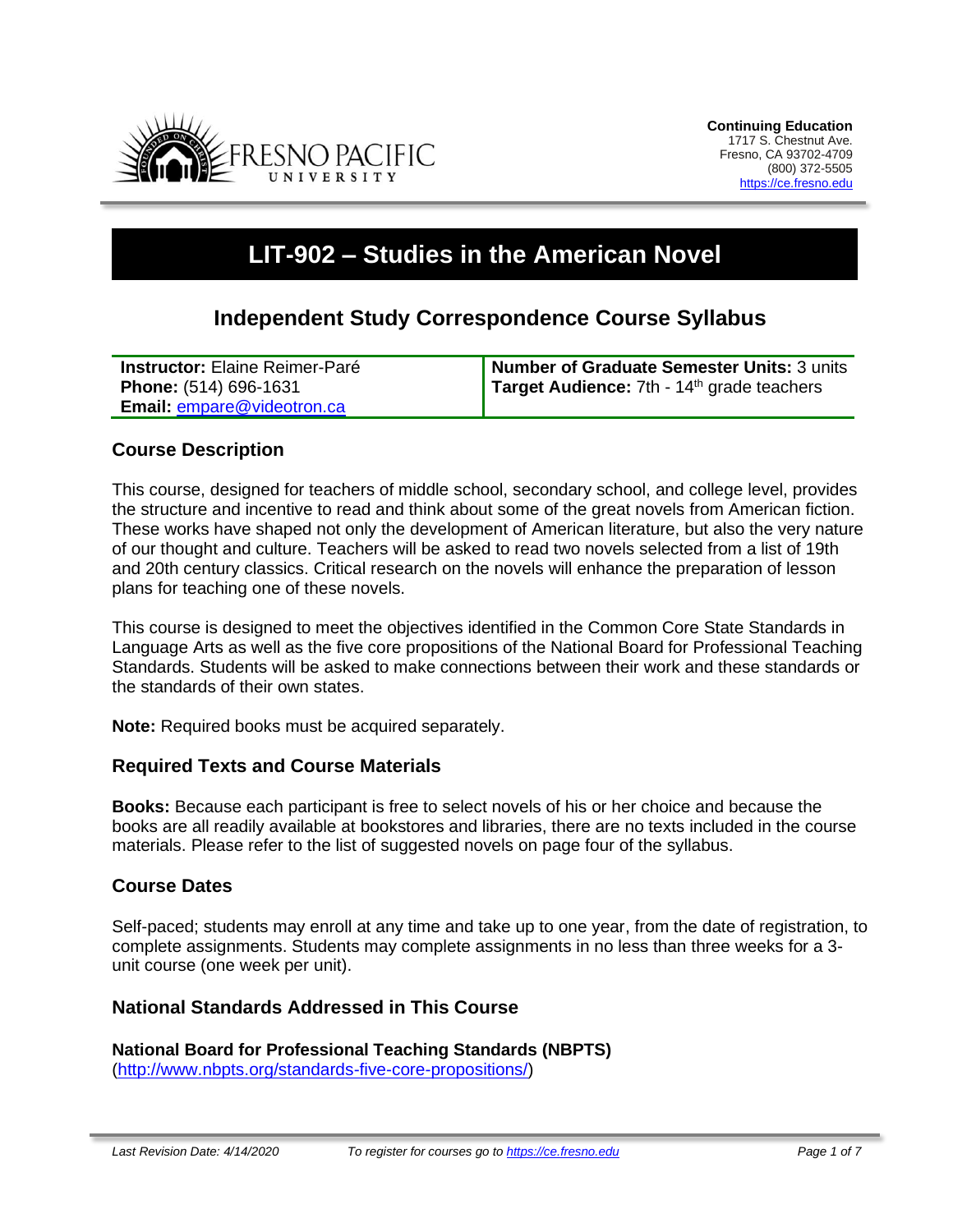**Continuing Education**
1717 S. Chestnut Ave.
Fresno, CA 93702-4709
(800) 372-5505
https://ce.fresno.edu

# LIT-902 – Studies in the American Novel

## Independent Study Correspondence Course Syllabus

| | |
|---|---|
| **Instructor:** Elaine Reimer-Paré<br>**Phone:** (514) 696-1631<br>**Email:** empare@videotron.ca | **Number of Graduate Semester Units:** 3 units<br>**Target Audience:** 7th - 14th grade teachers |

### Course Description

This course, designed for teachers of middle school, secondary school, and college level, provides the structure and incentive to read and think about some of the great novels from American fiction. These works have shaped not only the development of American literature, but also the very nature of our thought and culture. Teachers will be asked to read two novels selected from a list of 19th and 20th century classics. Critical research on the novels will enhance the preparation of lesson plans for teaching one of these novels.

This course is designed to meet the objectives identified in the Common Core State Standards in Language Arts as well as the five core propositions of the National Board for Professional Teaching Standards. Students will be asked to make connections between their work and these standards or the standards of their own states.

**Note:** Required books must be acquired separately.

### Required Texts and Course Materials

**Books:** Because each participant is free to select novels of his or her choice and because the books are all readily available at bookstores and libraries, there are no texts included in the course materials. Please refer to the list of suggested novels on page four of the syllabus.

### Course Dates

Self-paced; students may enroll at any time and take up to one year, from the date of registration, to complete assignments. Students may complete assignments in no less than three weeks for a 3-unit course (one week per unit).

### National Standards Addressed in This Course

**National Board for Professional Teaching Standards (NBPTS)**
(http://www.nbpts.org/standards-five-core-propositions/)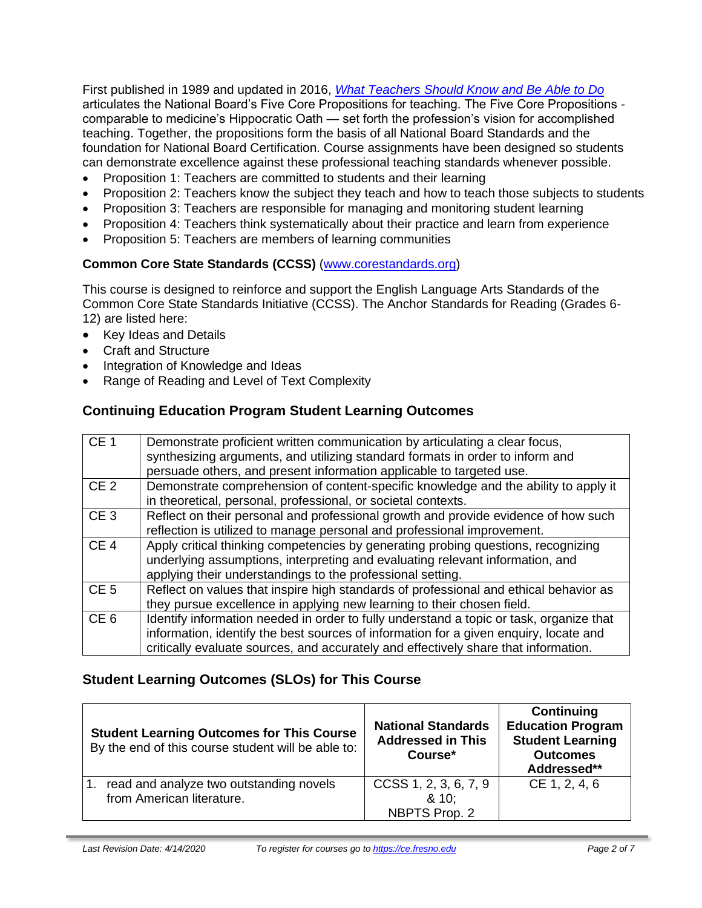First published in 1989 and updated in 2016, [*What Teachers Should Know and Be Able to Do*](#) articulates the National Board's Five Core Propositions for teaching. The Five Core Propositions - comparable to medicine's Hippocratic Oath — set forth the profession's vision for accomplished teaching. Together, the propositions form the basis of all National Board Standards and the foundation for National Board Certification. Course assignments have been designed so students can demonstrate excellence against these professional teaching standards whenever possible.

- Proposition 1: Teachers are committed to students and their learning
- Proposition 2: Teachers know the subject they teach and how to teach those subjects to students
- Proposition 3: Teachers are responsible for managing and monitoring student learning
- Proposition 4: Teachers think systematically about their practice and learn from experience
- Proposition 5: Teachers are members of learning communities

**Common Core State Standards (CCSS)** ([www.corestandards.org](http://www.corestandards.org))

This course is designed to reinforce and support the English Language Arts Standards of the Common Core State Standards Initiative (CCSS). The Anchor Standards for Reading (Grades 6-12) are listed here:

- Key Ideas and Details
- Craft and Structure
- Integration of Knowledge and Ideas
- Range of Reading and Level of Text Complexity

## Continuing Education Program Student Learning Outcomes

| | |
|---|---|
| CE 1 | Demonstrate proficient written communication by articulating a clear focus, synthesizing arguments, and utilizing standard formats in order to inform and persuade others, and present information applicable to targeted use. |
| CE 2 | Demonstrate comprehension of content-specific knowledge and the ability to apply it in theoretical, personal, professional, or societal contexts. |
| CE 3 | Reflect on their personal and professional growth and provide evidence of how such reflection is utilized to manage personal and professional improvement. |
| CE 4 | Apply critical thinking competencies by generating probing questions, recognizing underlying assumptions, interpreting and evaluating relevant information, and applying their understandings to the professional setting. |
| CE 5 | Reflect on values that inspire high standards of professional and ethical behavior as they pursue excellence in applying new learning to their chosen field. |
| CE 6 | Identify information needed in order to fully understand a topic or task, organize that information, identify the best sources of information for a given enquiry, locate and critically evaluate sources, and accurately and effectively share that information. |

## Student Learning Outcomes (SLOs) for This Course

| **Student Learning Outcomes for This Course** By the end of this course student will be able to: | **National Standards Addressed in This Course*** | **Continuing Education Program Student Learning Outcomes Addressed**** |
|---|---|---|
| 1. read and analyze two outstanding novels from American literature. | CCSS 1, 2, 3, 6, 7, 9 & 10; NBPTS Prop. 2 | CE 1, 2, 4, 6 |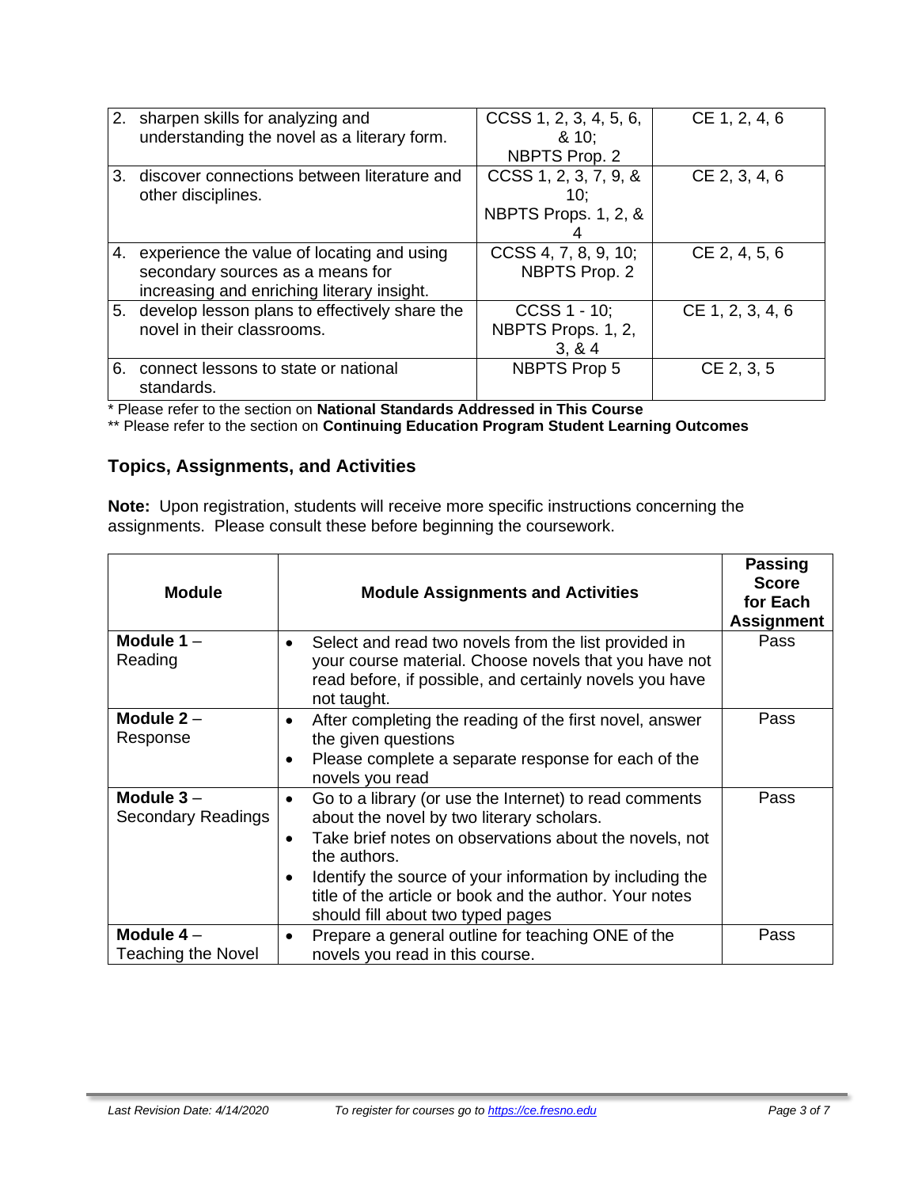| | | |
|---|---|---|
| 2. sharpen skills for analyzing and understanding the novel as a literary form. | CCSS 1, 2, 3, 4, 5, 6, & 10; NBPTS Prop. 2 | CE 1, 2, 4, 6 |
| 3. discover connections between literature and other disciplines. | CCSS 1, 2, 3, 7, 9, & 10; NBPTS Props. 1, 2, & 4 | CE 2, 3, 4, 6 |
| 4. experience the value of locating and using secondary sources as a means for increasing and enriching literary insight. | CCSS 4, 7, 8, 9, 10; NBPTS Prop. 2 | CE 2, 4, 5, 6 |
| 5. develop lesson plans to effectively share the novel in their classrooms. | CCSS 1 - 10; NBPTS Props. 1, 2, 3, & 4 | CE 1, 2, 3, 4, 6 |
| 6. connect lessons to state or national standards. | NBPTS Prop 5 | CE 2, 3, 5 |

* Please refer to the section on **National Standards Addressed in This Course**

** Please refer to the section on **Continuing Education Program Student Learning Outcomes**

## Topics, Assignments, and Activities

**Note:** Upon registration, students will receive more specific instructions concerning the assignments. Please consult these before beginning the coursework.

| Module | Module Assignments and Activities | Passing Score for Each Assignment |
|---|---|---|
| **Module 1** – Reading | • Select and read two novels from the list provided in your course material. Choose novels that you have not read before, if possible, and certainly novels you have not taught. | Pass |
| **Module 2** – Response | • After completing the reading of the first novel, answer the given questions<br>• Please complete a separate response for each of the novels you read | Pass |
| **Module 3** – Secondary Readings | • Go to a library (or use the Internet) to read comments about the novel by two literary scholars.<br>• Take brief notes on observations about the novels, not the authors.<br>• Identify the source of your information by including the title of the article or book and the author. Your notes should fill about two typed pages | Pass |
| **Module 4** – Teaching the Novel | • Prepare a general outline for teaching ONE of the novels you read in this course. | Pass |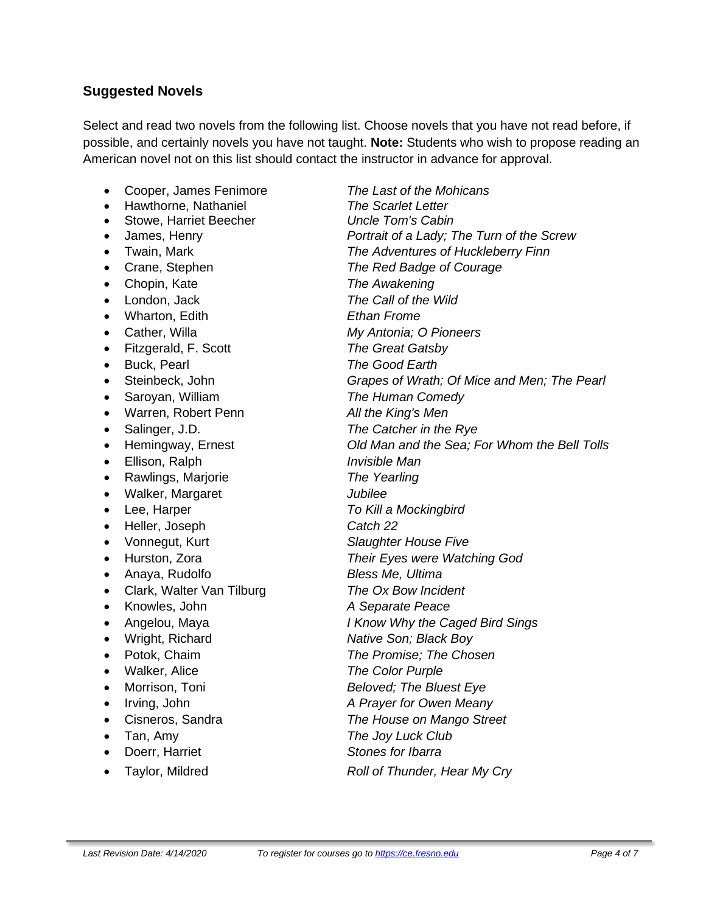## Suggested Novels

Select and read two novels from the following list. Choose novels that you have not read before, if possible, and certainly novels you have not taught. **Note:** Students who wish to propose reading an American novel not on this list should contact the instructor in advance for approval.

- Cooper, James Fenimore *The Last of the Mohicans*
- Hawthorne, Nathaniel *The Scarlet Letter*
- Stowe, Harriet Beecher *Uncle Tom's Cabin*
- James, Henry *Portrait of a Lady; The Turn of the Screw*
- Twain, Mark *The Adventures of Huckleberry Finn*
- Crane, Stephen *The Red Badge of Courage*
- Chopin, Kate *The Awakening*
- London, Jack *The Call of the Wild*
- Wharton, Edith *Ethan Frome*
- Cather, Willa *My Antonia; O Pioneers*
- Fitzgerald, F. Scott *The Great Gatsby*
- Buck, Pearl *The Good Earth*
- Steinbeck, John *Grapes of Wrath; Of Mice and Men; The Pearl*
- Saroyan, William *The Human Comedy*
- Warren, Robert Penn *All the King's Men*
- Salinger, J.D. *The Catcher in the Rye*
- Hemingway, Ernest *Old Man and the Sea; For Whom the Bell Tolls*
- Ellison, Ralph *Invisible Man*
- Rawlings, Marjorie *The Yearling*
- Walker, Margaret *Jubilee*
- Lee, Harper *To Kill a Mockingbird*
- Heller, Joseph *Catch 22*
- Vonnegut, Kurt *Slaughter House Five*
- Hurston, Zora *Their Eyes were Watching God*
- Anaya, Rudolfo *Bless Me, Ultima*
- Clark, Walter Van Tilburg *The Ox Bow Incident*
- Knowles, John *A Separate Peace*
- Angelou, Maya *I Know Why the Caged Bird Sings*
- Wright, Richard *Native Son; Black Boy*
- Potok, Chaim *The Promise; The Chosen*
- Walker, Alice *The Color Purple*
- Morrison, Toni *Beloved; The Bluest Eye*
- Irving, John *A Prayer for Owen Meany*
- Cisneros, Sandra *The House on Mango Street*
- Tan, Amy *The Joy Luck Club*
- Doerr, Harriet *Stones for Ibarra*
- Taylor, Mildred *Roll of Thunder, Hear My Cry*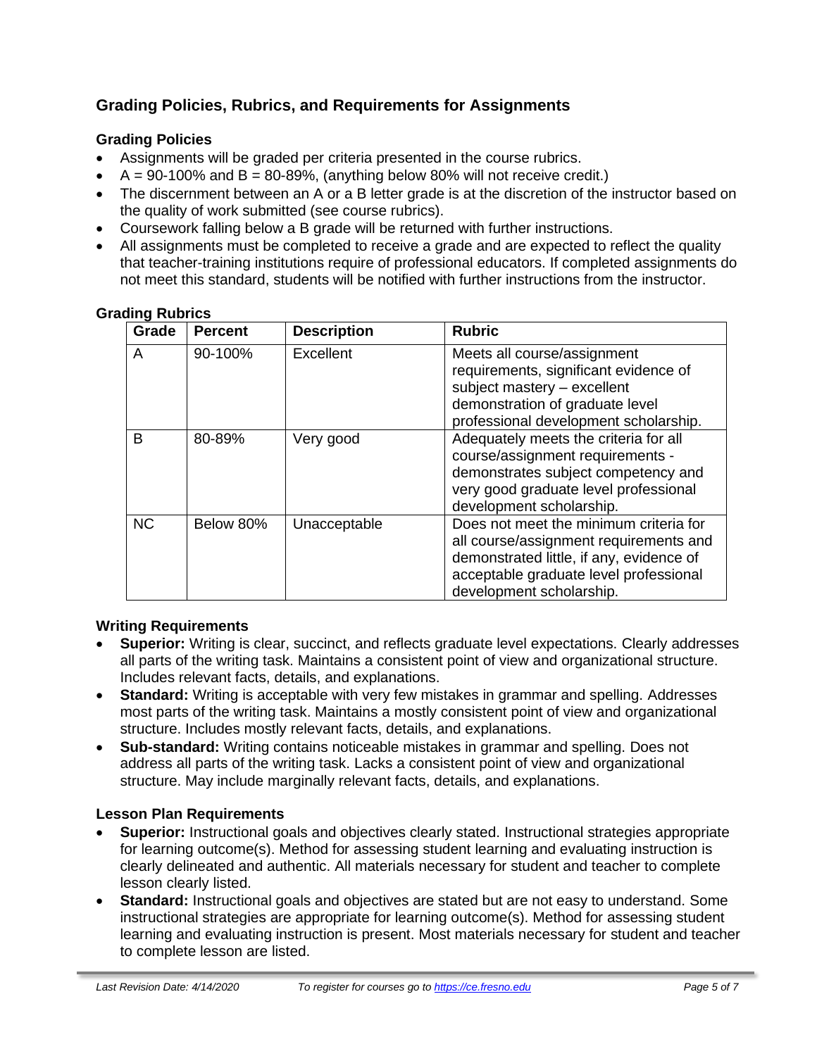## Grading Policies, Rubrics, and Requirements for Assignments

### Grading Policies

- Assignments will be graded per criteria presented in the course rubrics.
- A = 90-100% and B = 80-89%, (anything below 80% will not receive credit.)
- The discernment between an A or a B letter grade is at the discretion of the instructor based on the quality of work submitted (see course rubrics).
- Coursework falling below a B grade will be returned with further instructions.
- All assignments must be completed to receive a grade and are expected to reflect the quality that teacher-training institutions require of professional educators. If completed assignments do not meet this standard, students will be notified with further instructions from the instructor.

### Grading Rubrics

| Grade | Percent | Description | Rubric |
|---|---|---|---|
| A | 90-100% | Excellent | Meets all course/assignment requirements, significant evidence of subject mastery – excellent demonstration of graduate level professional development scholarship. |
| B | 80-89% | Very good | Adequately meets the criteria for all course/assignment requirements - demonstrates subject competency and very good graduate level professional development scholarship. |
| NC | Below 80% | Unacceptable | Does not meet the minimum criteria for all course/assignment requirements and demonstrated little, if any, evidence of acceptable graduate level professional development scholarship. |

### Writing Requirements

- **Superior:** Writing is clear, succinct, and reflects graduate level expectations. Clearly addresses all parts of the writing task. Maintains a consistent point of view and organizational structure. Includes relevant facts, details, and explanations.
- **Standard:** Writing is acceptable with very few mistakes in grammar and spelling. Addresses most parts of the writing task. Maintains a mostly consistent point of view and organizational structure. Includes mostly relevant facts, details, and explanations.
- **Sub-standard:** Writing contains noticeable mistakes in grammar and spelling. Does not address all parts of the writing task. Lacks a consistent point of view and organizational structure. May include marginally relevant facts, details, and explanations.

### Lesson Plan Requirements

- **Superior:** Instructional goals and objectives clearly stated. Instructional strategies appropriate for learning outcome(s). Method for assessing student learning and evaluating instruction is clearly delineated and authentic. All materials necessary for student and teacher to complete lesson clearly listed.
- **Standard:** Instructional goals and objectives are stated but are not easy to understand. Some instructional strategies are appropriate for learning outcome(s). Method for assessing student learning and evaluating instruction is present. Most materials necessary for student and teacher to complete lesson are listed.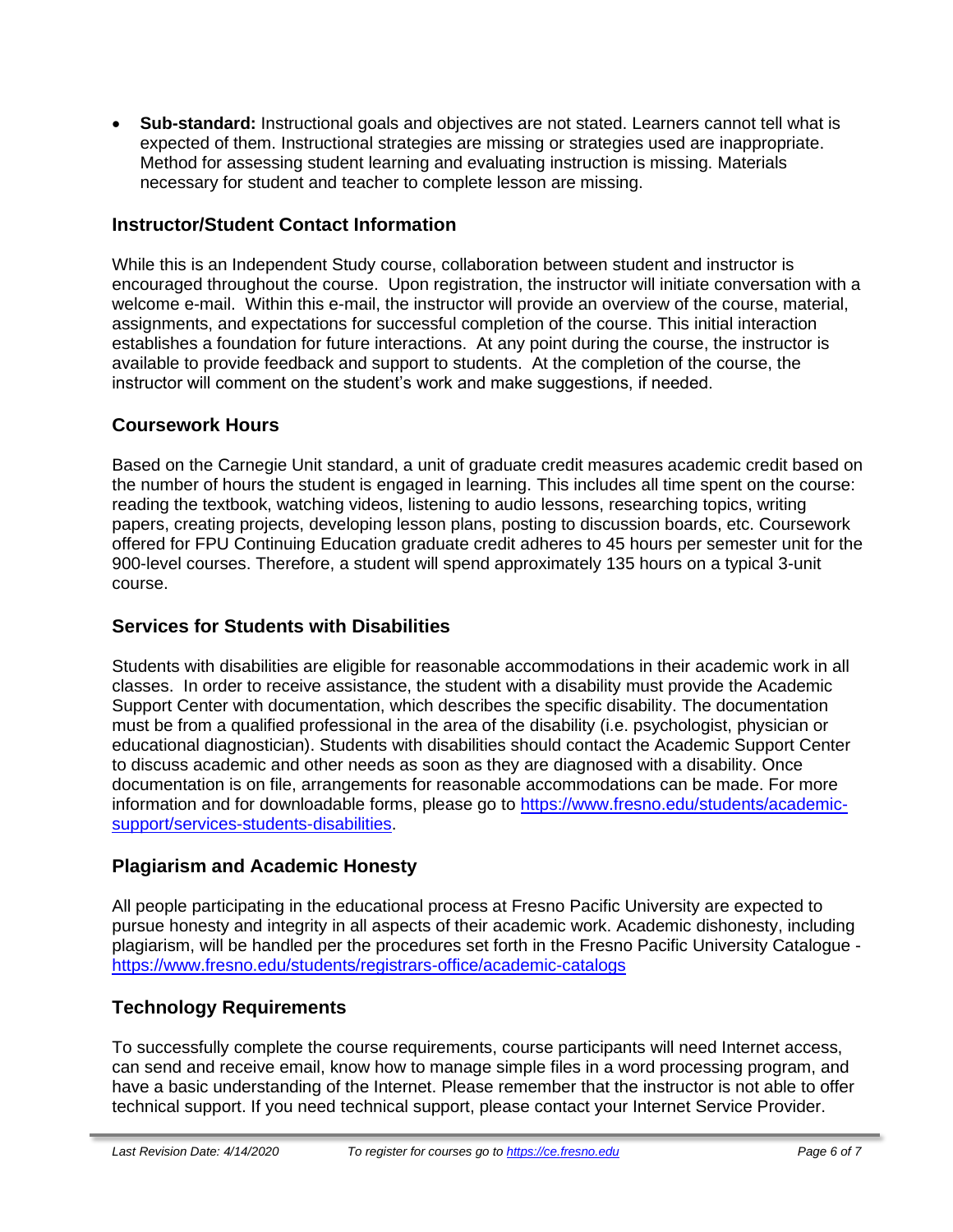- **Sub-standard:** Instructional goals and objectives are not stated. Learners cannot tell what is expected of them. Instructional strategies are missing or strategies used are inappropriate. Method for assessing student learning and evaluating instruction is missing. Materials necessary for student and teacher to complete lesson are missing.

## Instructor/Student Contact Information

While this is an Independent Study course, collaboration between student and instructor is encouraged throughout the course. Upon registration, the instructor will initiate conversation with a welcome e-mail. Within this e-mail, the instructor will provide an overview of the course, material, assignments, and expectations for successful completion of the course. This initial interaction establishes a foundation for future interactions. At any point during the course, the instructor is available to provide feedback and support to students. At the completion of the course, the instructor will comment on the student's work and make suggestions, if needed.

## Coursework Hours

Based on the Carnegie Unit standard, a unit of graduate credit measures academic credit based on the number of hours the student is engaged in learning. This includes all time spent on the course: reading the textbook, watching videos, listening to audio lessons, researching topics, writing papers, creating projects, developing lesson plans, posting to discussion boards, etc. Coursework offered for FPU Continuing Education graduate credit adheres to 45 hours per semester unit for the 900-level courses. Therefore, a student will spend approximately 135 hours on a typical 3-unit course.

## Services for Students with Disabilities

Students with disabilities are eligible for reasonable accommodations in their academic work in all classes. In order to receive assistance, the student with a disability must provide the Academic Support Center with documentation, which describes the specific disability. The documentation must be from a qualified professional in the area of the disability (i.e. psychologist, physician or educational diagnostician). Students with disabilities should contact the Academic Support Center to discuss academic and other needs as soon as they are diagnosed with a disability. Once documentation is on file, arrangements for reasonable accommodations can be made. For more information and for downloadable forms, please go to https://www.fresno.edu/students/academic-support/services-students-disabilities.

## Plagiarism and Academic Honesty

All people participating in the educational process at Fresno Pacific University are expected to pursue honesty and integrity in all aspects of their academic work. Academic dishonesty, including plagiarism, will be handled per the procedures set forth in the Fresno Pacific University Catalogue - https://www.fresno.edu/students/registrars-office/academic-catalogs

## Technology Requirements

To successfully complete the course requirements, course participants will need Internet access, can send and receive email, know how to manage simple files in a word processing program, and have a basic understanding of the Internet. Please remember that the instructor is not able to offer technical support. If you need technical support, please contact your Internet Service Provider.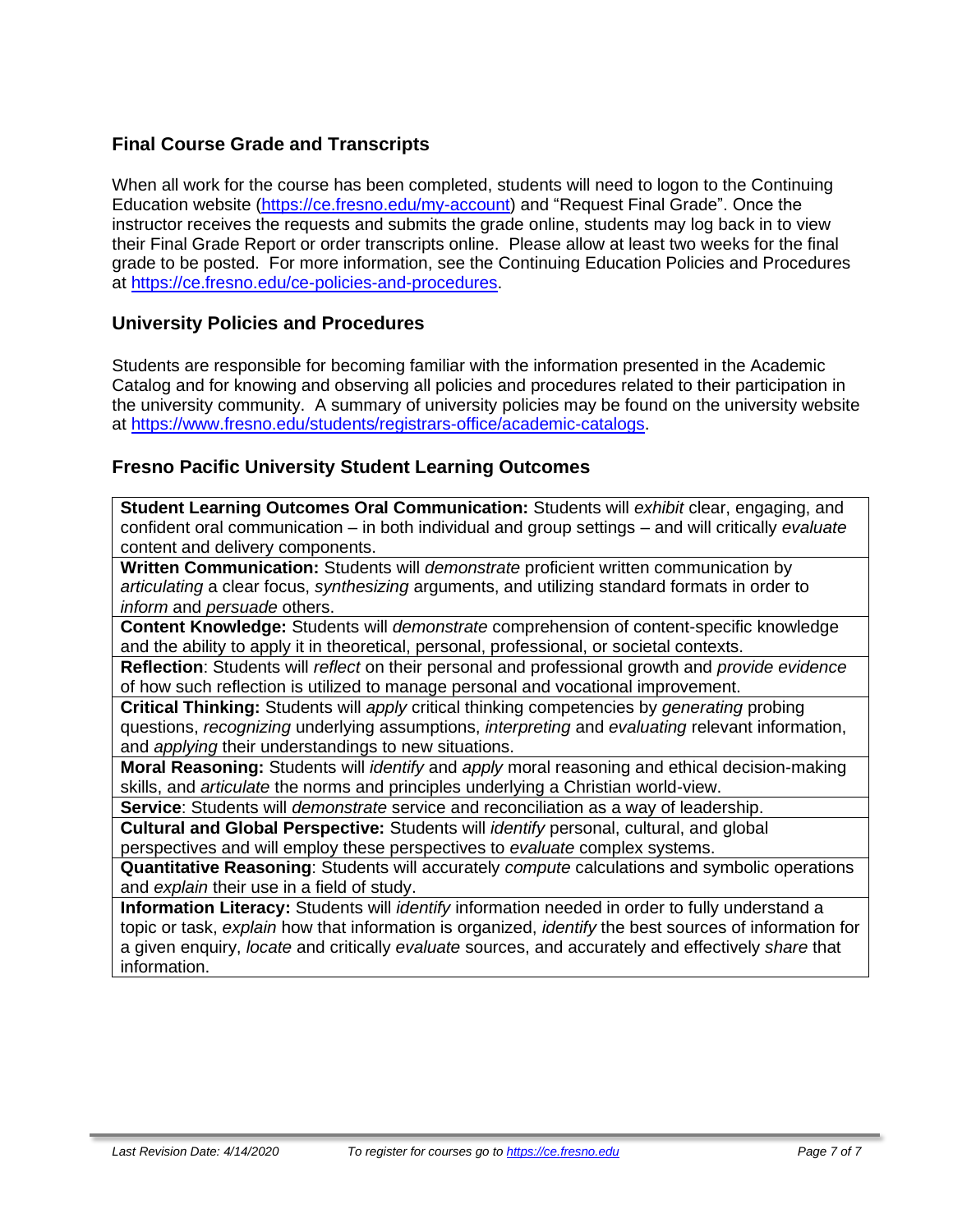## Final Course Grade and Transcripts

When all work for the course has been completed, students will need to logon to the Continuing Education website (https://ce.fresno.edu/my-account) and "Request Final Grade". Once the instructor receives the requests and submits the grade online, students may log back in to view their Final Grade Report or order transcripts online. Please allow at least two weeks for the final grade to be posted. For more information, see the Continuing Education Policies and Procedures at https://ce.fresno.edu/ce-policies-and-procedures.

## University Policies and Procedures

Students are responsible for becoming familiar with the information presented in the Academic Catalog and for knowing and observing all policies and procedures related to their participation in the university community. A summary of university policies may be found on the university website at https://www.fresno.edu/students/registrars-office/academic-catalogs.

## Fresno Pacific University Student Learning Outcomes

| |
|---|
| **Student Learning Outcomes Oral Communication:** Students will *exhibit* clear, engaging, and confident oral communication – in both individual and group settings – and will critically *evaluate* content and delivery components. |
| **Written Communication:** Students will *demonstrate* proficient written communication by *articulating* a clear focus, *synthesizing* arguments, and utilizing standard formats in order to *inform* and *persuade* others. |
| **Content Knowledge:** Students will *demonstrate* comprehension of content-specific knowledge and the ability to apply it in theoretical, personal, professional, or societal contexts. |
| **Reflection**: Students will *reflect* on their personal and professional growth and *provide evidence* of how such reflection is utilized to manage personal and vocational improvement. |
| **Critical Thinking:** Students will *apply* critical thinking competencies by *generating* probing questions, *recognizing* underlying assumptions, *interpreting* and *evaluating* relevant information, and *applying* their understandings to new situations. |
| **Moral Reasoning:** Students will *identify* and *apply* moral reasoning and ethical decision-making skills, and *articulate* the norms and principles underlying a Christian world-view. |
| **Service**: Students will *demonstrate* service and reconciliation as a way of leadership. |
| **Cultural and Global Perspective:** Students will *identify* personal, cultural, and global perspectives and will employ these perspectives to *evaluate* complex systems. |
| **Quantitative Reasoning**: Students will accurately *compute* calculations and symbolic operations and *explain* their use in a field of study. |
| **Information Literacy:** Students will *identify* information needed in order to fully understand a topic or task, *explain* how that information is organized, *identify* the best sources of information for a given enquiry, *locate* and critically *evaluate* sources, and accurately and effectively *share* that information. |